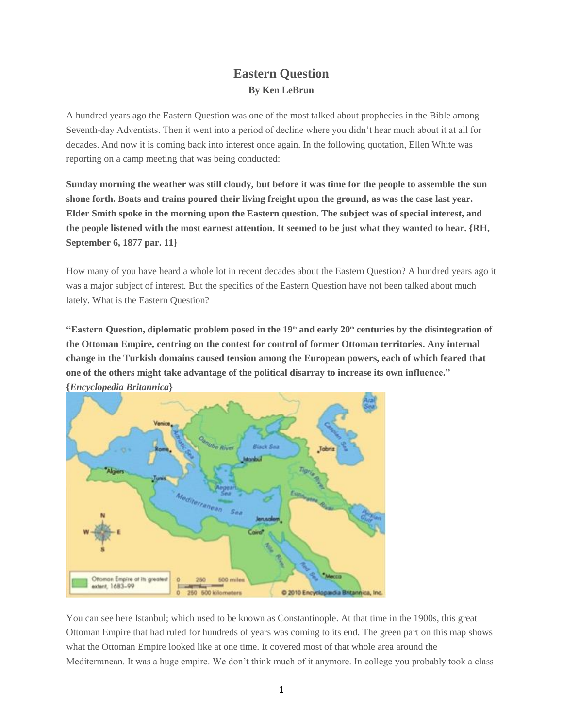# Eastern Question

**By Ken LeBrun**

A hundred years ago the Eastern Question was one of the most talked about prophecies in the Bible among Seventh-day Adventists. Then it went into a period of decline where you didn't hear much about it at all for decades. And now it is coming back into interest once again. In the following quotation, Ellen White was reporting on a camp meeting that was being conducted:

**Sunday morning the weather was still cloudy, but before it was time for the people to assemble the sun shone forth. Boats and trains poured their living freight upon the ground, as was the case last year. Elder Smith spoke in the morning upon the Eastern question. The subject was of special interest, and the people listened with the most earnest attention. It seemed to be just what they wanted to hear. {RH, September 6, 1877 par. 11}**

How many of you have heard a whole lot in recent decades about the Eastern Question? A hundred years ago it was a major subject of interest. But the specifics of the Eastern Question have not been talked about much lately. What is the Eastern Question?

**"Eastern Question, diplomatic problem posed in the 19th and early 20th centuries by the disintegration of the Ottoman Empire, centring on the contest for control of former Ottoman territories. Any internal change in the Turkish domains caused tension among the European powers, each of which feared that one of the others might take advantage of the political disarray to increase its own influence." {*Encyclopedia Britannica*}**

You can see here Istanbul; which used to be known as Constantinople. At that time in the 1900s, this great Ottoman Empire that had ruled for hundreds of years was coming to its end. The green part on this map shows what the Ottoman Empire looked like at one time. It covered most of that whole area around the Mediterranean. It was a huge empire. We don't think much of it anymore. In college you probably took a class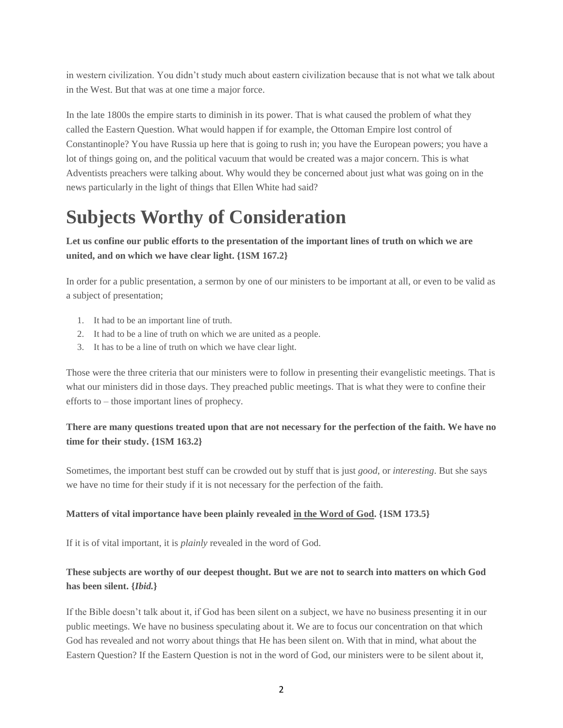in western civilization. You didn't study much about eastern civilization because that is not what we talk about in the West. But that was at one time a major force.

In the late 1800s the empire starts to diminish in its power. That is what caused the problem of what they called the Eastern Question. What would happen if for example, the Ottoman Empire lost control of Constantinople? You have Russia up here that is going to rush in; you have the European powers; you have a lot of things going on, and the political vacuum that would be created was a major concern. This is what Adventists preachers were talking about. Why would they be concerned about just what was going on in the news particularly in the light of things that Ellen White had said?

# Subjects Worthy of Consideration

**Let us confine our public efforts to the presentation of the important lines of truth on which we are united, and on which we have clear light. {1SM 167.2}**

In order for a public presentation, a sermon by one of our ministers to be important at all, or even to be valid as a subject of presentation;

1. It had to be an important line of truth.
2. It had to be a line of truth on which we are united as a people.
3. It has to be a line of truth on which we have clear light.

Those were the three criteria that our ministers were to follow in presenting their evangelistic meetings. That is what our ministers did in those days. They preached public meetings. That is what they were to confine their efforts to – those important lines of prophecy.

**There are many questions treated upon that are not necessary for the perfection of the faith. We have no time for their study. {1SM 163.2}**

Sometimes, the important best stuff can be crowded out by stuff that is just *good*, or *interesting*. But she says we have no time for their study if it is not necessary for the perfection of the faith.

**Matters of vital importance have been plainly revealed <u>in the Word of God</u>. {1SM 173.5}**

If it is of vital important, it is *plainly* revealed in the word of God.

**These subjects are worthy of our deepest thought. But we are not to search into matters on which God has been silent. {*Ibid.*}**

If the Bible doesn't talk about it, if God has been silent on a subject, we have no business presenting it in our public meetings. We have no business speculating about it. We are to focus our concentration on that which God has revealed and not worry about things that He has been silent on. With that in mind, what about the Eastern Question? If the Eastern Question is not in the word of God, our ministers were to be silent about it,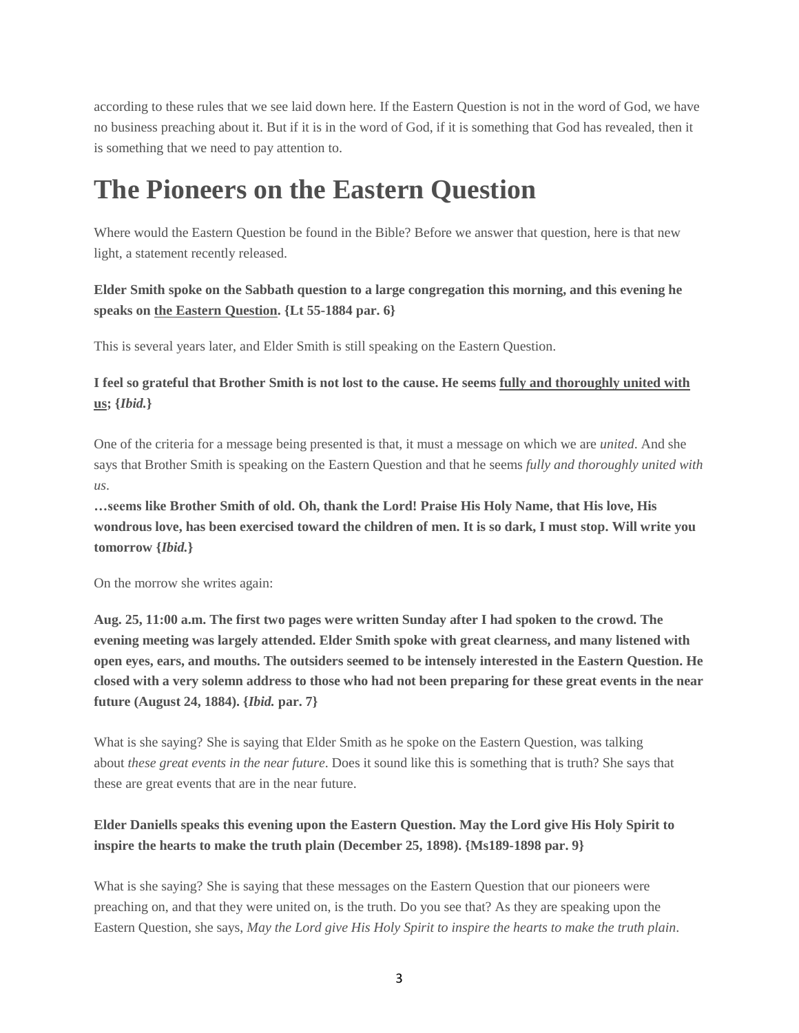according to these rules that we see laid down here. If the Eastern Question is not in the word of God, we have no business preaching about it. But if it is in the word of God, if it is something that God has revealed, then it is something that we need to pay attention to.

# The Pioneers on the Eastern Question

Where would the Eastern Question be found in the Bible? Before we answer that question, here is that new light, a statement recently released.

**Elder Smith spoke on the Sabbath question to a large congregation this morning, and this evening he speaks on the Eastern Question. {Lt 55-1884 par. 6}**

This is several years later, and Elder Smith is still speaking on the Eastern Question.

**I feel so grateful that Brother Smith is not lost to the cause. He seems fully and thoroughly united with us; {*Ibid.*}**

One of the criteria for a message being presented is that, it must a message on which we are *united*. And she says that Brother Smith is speaking on the Eastern Question and that he seems *fully and thoroughly united with us*.

**…seems like Brother Smith of old. Oh, thank the Lord! Praise His Holy Name, that His love, His wondrous love, has been exercised toward the children of men. It is so dark, I must stop. Will write you tomorrow {*Ibid.*}**

On the morrow she writes again:

**Aug. 25, 11:00 a.m. The first two pages were written Sunday after I had spoken to the crowd. The evening meeting was largely attended. Elder Smith spoke with great clearness, and many listened with open eyes, ears, and mouths. The outsiders seemed to be intensely interested in the Eastern Question. He closed with a very solemn address to those who had not been preparing for these great events in the near future (August 24, 1884). {*Ibid.* par. 7}**

What is she saying? She is saying that Elder Smith as he spoke on the Eastern Question, was talking about *these great events in the near future*. Does it sound like this is something that is truth? She says that these are great events that are in the near future.

**Elder Daniells speaks this evening upon the Eastern Question. May the Lord give His Holy Spirit to inspire the hearts to make the truth plain (December 25, 1898). {Ms189-1898 par. 9}**

What is she saying? She is saying that these messages on the Eastern Question that our pioneers were preaching on, and that they were united on, is the truth. Do you see that? As they are speaking upon the Eastern Question, she says, *May the Lord give His Holy Spirit to inspire the hearts to make the truth plain*.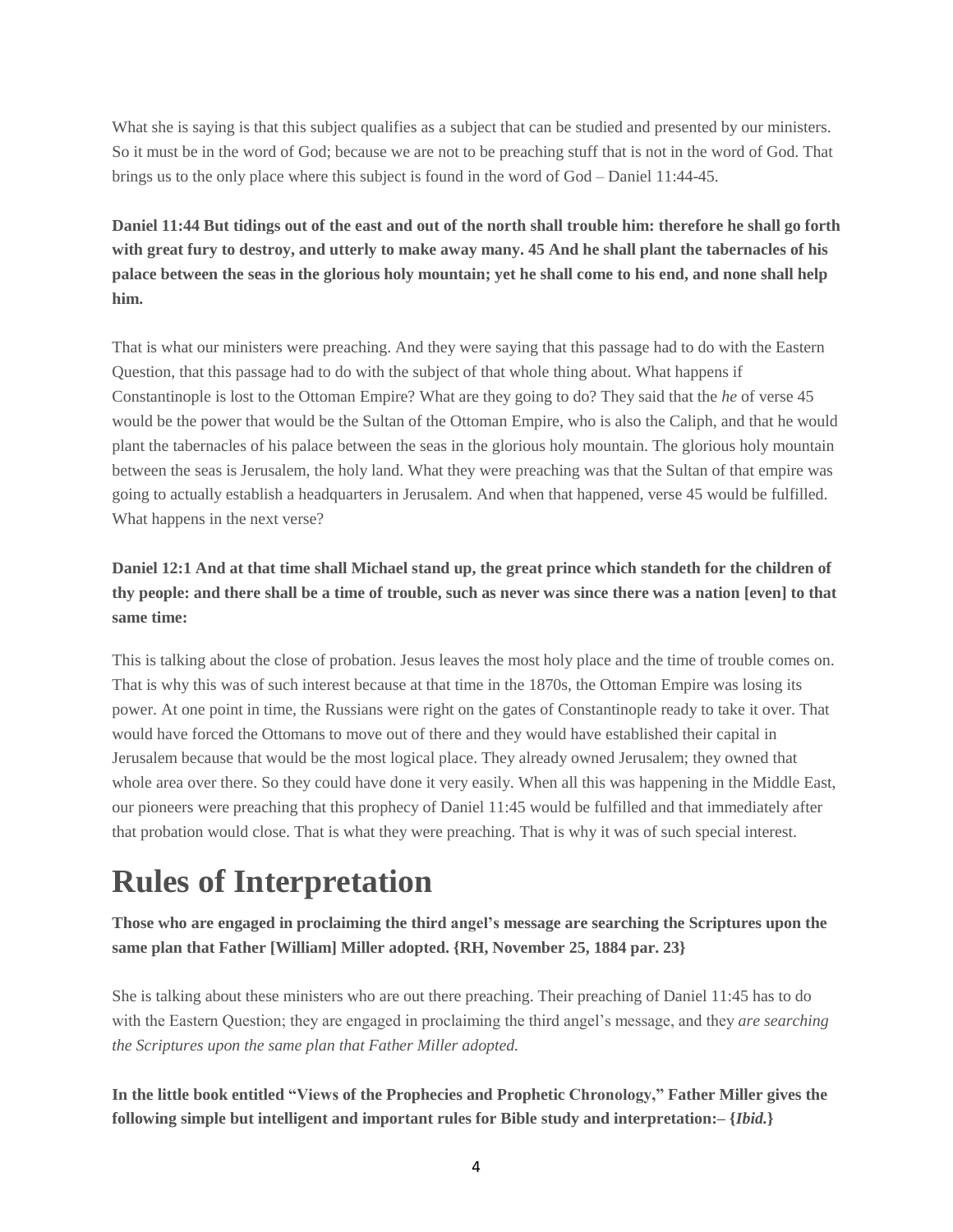What she is saying is that this subject qualifies as a subject that can be studied and presented by our ministers. So it must be in the word of God; because we are not to be preaching stuff that is not in the word of God. That brings us to the only place where this subject is found in the word of God – Daniel 11:44-45.

**Daniel 11:44 But tidings out of the east and out of the north shall trouble him: therefore he shall go forth with great fury to destroy, and utterly to make away many. 45 And he shall plant the tabernacles of his palace between the seas in the glorious holy mountain; yet he shall come to his end, and none shall help him.**

That is what our ministers were preaching. And they were saying that this passage had to do with the Eastern Question, that this passage had to do with the subject of that whole thing about. What happens if Constantinople is lost to the Ottoman Empire? What are they going to do? They said that the *he* of verse 45 would be the power that would be the Sultan of the Ottoman Empire, who is also the Caliph, and that he would plant the tabernacles of his palace between the seas in the glorious holy mountain. The glorious holy mountain between the seas is Jerusalem, the holy land. What they were preaching was that the Sultan of that empire was going to actually establish a headquarters in Jerusalem. And when that happened, verse 45 would be fulfilled. What happens in the next verse?

**Daniel 12:1 And at that time shall Michael stand up, the great prince which standeth for the children of thy people: and there shall be a time of trouble, such as never was since there was a nation [even] to that same time:**

This is talking about the close of probation. Jesus leaves the most holy place and the time of trouble comes on. That is why this was of such interest because at that time in the 1870s, the Ottoman Empire was losing its power. At one point in time, the Russians were right on the gates of Constantinople ready to take it over. That would have forced the Ottomans to move out of there and they would have established their capital in Jerusalem because that would be the most logical place. They already owned Jerusalem; they owned that whole area over there. So they could have done it very easily. When all this was happening in the Middle East, our pioneers were preaching that this prophecy of Daniel 11:45 would be fulfilled and that immediately after that probation would close. That is what they were preaching. That is why it was of such special interest.

# Rules of Interpretation

**Those who are engaged in proclaiming the third angel's message are searching the Scriptures upon the same plan that Father [William] Miller adopted. {RH, November 25, 1884 par. 23}**

She is talking about these ministers who are out there preaching. Their preaching of Daniel 11:45 has to do with the Eastern Question; they are engaged in proclaiming the third angel's message, and they *are searching the Scriptures upon the same plan that Father Miller adopted.*

**In the little book entitled "Views of the Prophecies and Prophetic Chronology," Father Miller gives the following simple but intelligent and important rules for Bible study and interpretation:– {*Ibid.*}**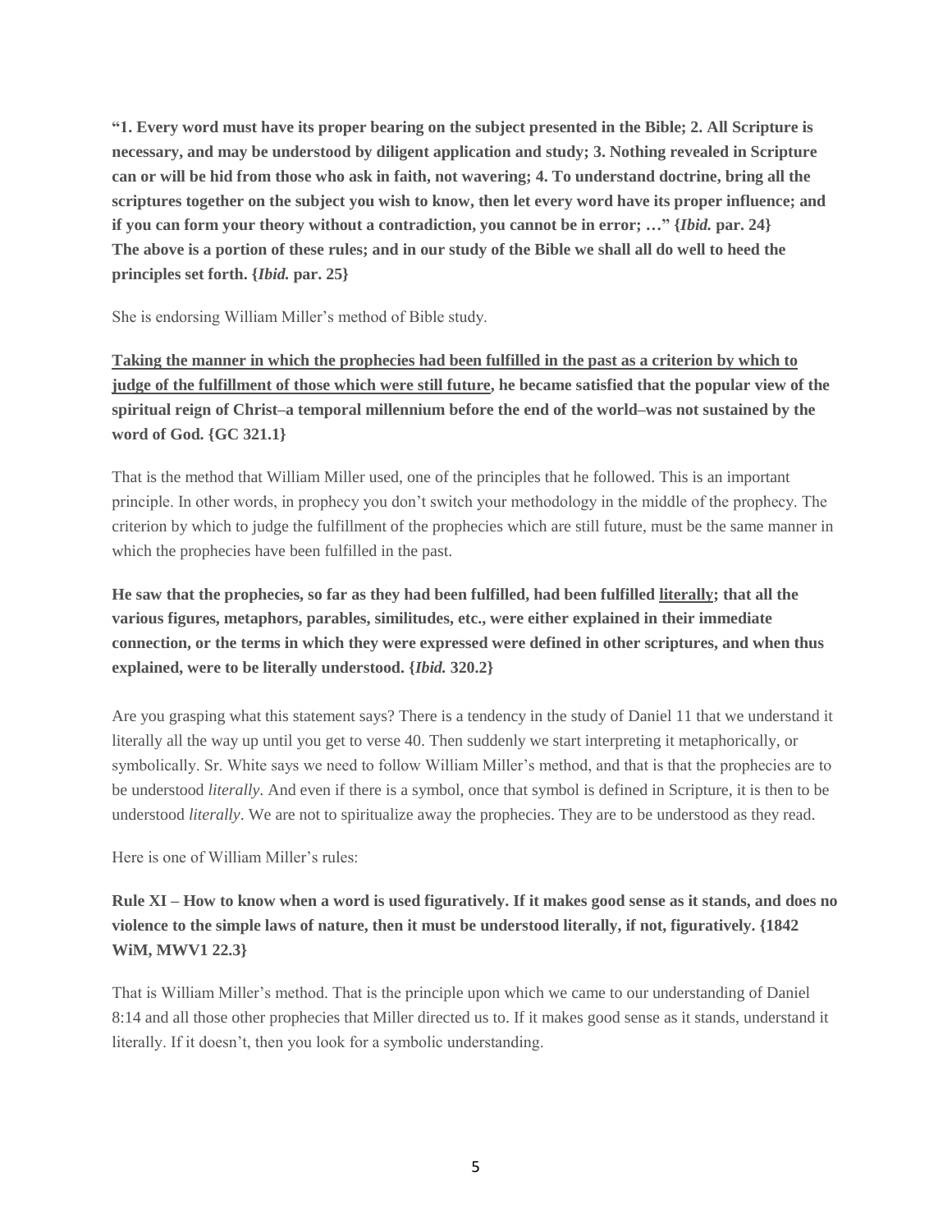**"1. Every word must have its proper bearing on the subject presented in the Bible; 2. All Scripture is necessary, and may be understood by diligent application and study; 3. Nothing revealed in Scripture can or will be hid from those who ask in faith, not wavering; 4. To understand doctrine, bring all the scriptures together on the subject you wish to know, then let every word have its proper influence; and if you can form your theory without a contradiction, you cannot be in error; …" {*Ibid.* par. 24} The above is a portion of these rules; and in our study of the Bible we shall all do well to heed the principles set forth. {*Ibid.* par. 25}**

She is endorsing William Miller's method of Bible study.

**<u>Taking the manner in which the prophecies had been fulfilled in the past as a criterion by which to judge of the fulfillment of those which were still future</u>, he became satisfied that the popular view of the spiritual reign of Christ–a temporal millennium before the end of the world–was not sustained by the word of God. {GC 321.1}**

That is the method that William Miller used, one of the principles that he followed. This is an important principle. In other words, in prophecy you don't switch your methodology in the middle of the prophecy. The criterion by which to judge the fulfillment of the prophecies which are still future, must be the same manner in which the prophecies have been fulfilled in the past.

**He saw that the prophecies, so far as they had been fulfilled, had been fulfilled <u>literally</u>; that all the various figures, metaphors, parables, similitudes, etc., were either explained in their immediate connection, or the terms in which they were expressed were defined in other scriptures, and when thus explained, were to be literally understood. {*Ibid.* 320.2}**

Are you grasping what this statement says? There is a tendency in the study of Daniel 11 that we understand it literally all the way up until you get to verse 40. Then suddenly we start interpreting it metaphorically, or symbolically. Sr. White says we need to follow William Miller's method, and that is that the prophecies are to be understood *literally*. And even if there is a symbol, once that symbol is defined in Scripture, it is then to be understood *literally*. We are not to spiritualize away the prophecies. They are to be understood as they read.

Here is one of William Miller's rules:

**Rule XI – How to know when a word is used figuratively. If it makes good sense as it stands, and does no violence to the simple laws of nature, then it must be understood literally, if not, figuratively. {1842 WiM, MWV1 22.3}**

That is William Miller's method. That is the principle upon which we came to our understanding of Daniel 8:14 and all those other prophecies that Miller directed us to. If it makes good sense as it stands, understand it literally. If it doesn't, then you look for a symbolic understanding.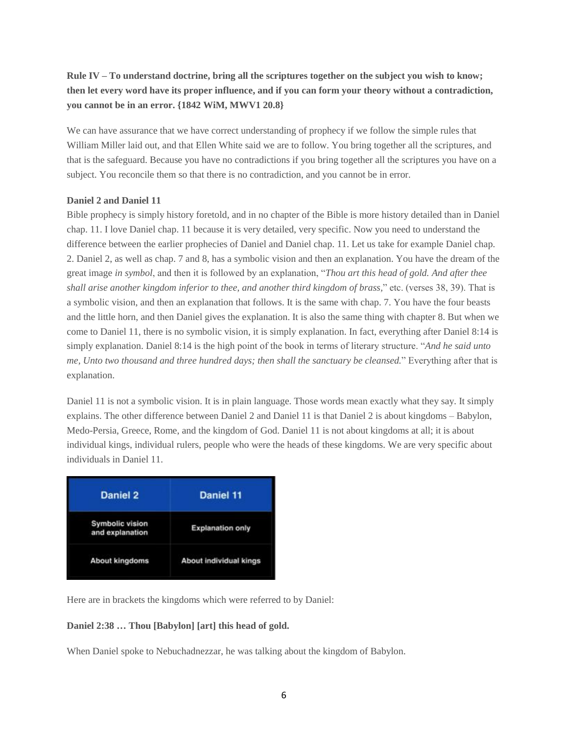**Rule IV – To understand doctrine, bring all the scriptures together on the subject you wish to know; then let every word have its proper influence, and if you can form your theory without a contradiction, you cannot be in an error. {1842 WiM, MWV1 20.8}**

We can have assurance that we have correct understanding of prophecy if we follow the simple rules that William Miller laid out, and that Ellen White said we are to follow. You bring together all the scriptures, and that is the safeguard. Because you have no contradictions if you bring together all the scriptures you have on a subject. You reconcile them so that there is no contradiction, and you cannot be in error.

**Daniel 2 and Daniel 11**

Bible prophecy is simply history foretold, and in no chapter of the Bible is more history detailed than in Daniel chap. 11. I love Daniel chap. 11 because it is very detailed, very specific. Now you need to understand the difference between the earlier prophecies of Daniel and Daniel chap. 11. Let us take for example Daniel chap. 2. Daniel 2, as well as chap. 7 and 8, has a symbolic vision and then an explanation. You have the dream of the great image *in symbol*, and then it is followed by an explanation, "*Thou art this head of gold. And after thee shall arise another kingdom inferior to thee, and another third kingdom of brass*," etc. (verses 38, 39). That is a symbolic vision, and then an explanation that follows. It is the same with chap. 7. You have the four beasts and the little horn, and then Daniel gives the explanation. It is also the same thing with chapter 8. But when we come to Daniel 11, there is no symbolic vision, it is simply explanation. In fact, everything after Daniel 8:14 is simply explanation. Daniel 8:14 is the high point of the book in terms of literary structure. "*And he said unto me, Unto two thousand and three hundred days; then shall the sanctuary be cleansed.*" Everything after that is explanation.

Daniel 11 is not a symbolic vision. It is in plain language. Those words mean exactly what they say. It simply explains. The other difference between Daniel 2 and Daniel 11 is that Daniel 2 is about kingdoms – Babylon, Medo-Persia, Greece, Rome, and the kingdom of God. Daniel 11 is not about kingdoms at all; it is about individual kings, individual rulers, people who were the heads of these kingdoms. We are very specific about individuals in Daniel 11.

| Daniel 2 | Daniel 11 |
|---|---|
| Symbolic vision and explanation | Explanation only |
| About kingdoms | About individual kings |

Here are in brackets the kingdoms which were referred to by Daniel:

**Daniel 2:38 … Thou [Babylon] [art] this head of gold.**

When Daniel spoke to Nebuchadnezzar, he was talking about the kingdom of Babylon.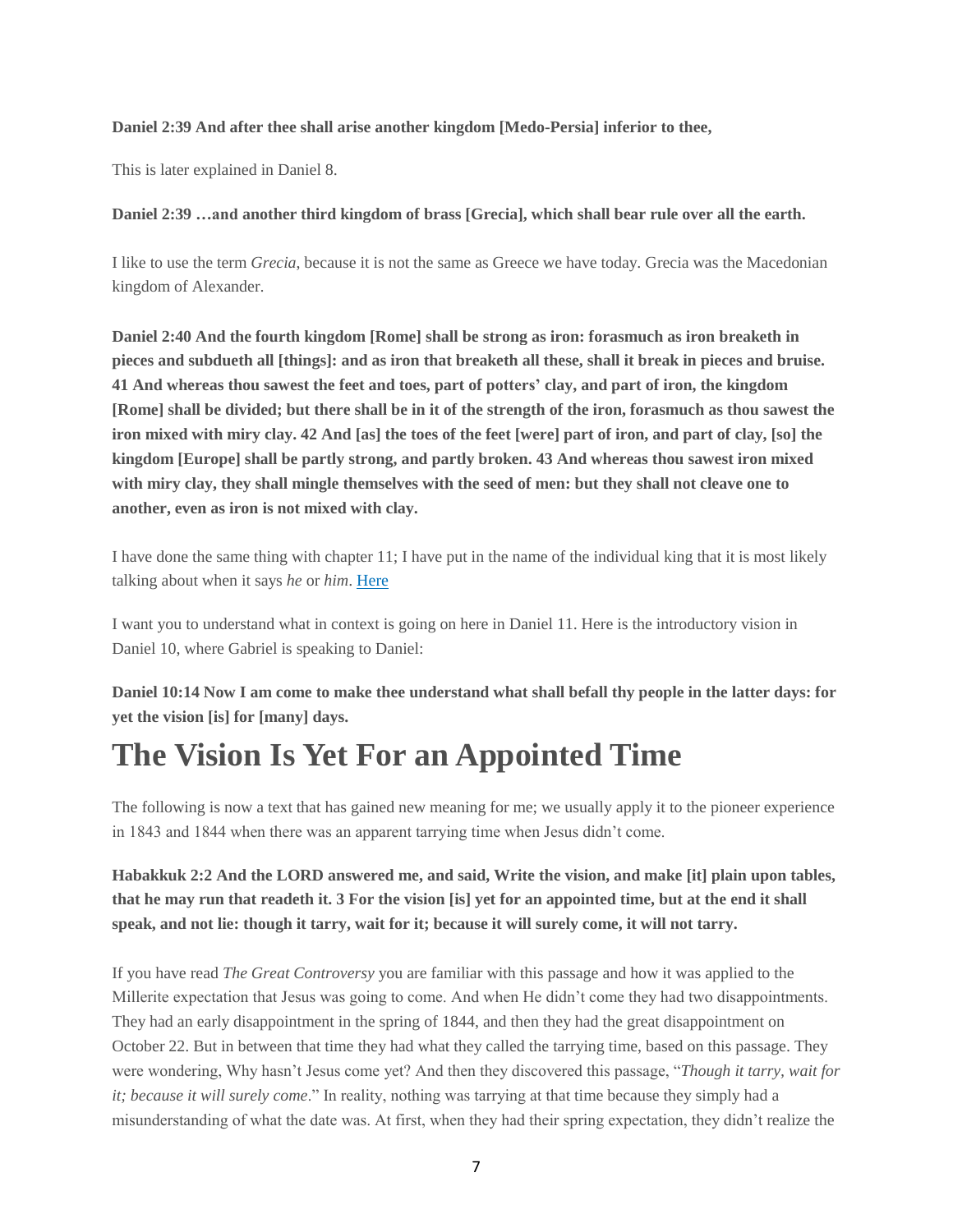**Daniel 2:39 And after thee shall arise another kingdom [Medo-Persia] inferior to thee,**

This is later explained in Daniel 8.

**Daniel 2:39 …and another third kingdom of brass [Grecia], which shall bear rule over all the earth.**

I like to use the term *Grecia*, because it is not the same as Greece we have today. Grecia was the Macedonian kingdom of Alexander.

**Daniel 2:40 And the fourth kingdom [Rome] shall be strong as iron: forasmuch as iron breaketh in pieces and subdueth all [things]: and as iron that breaketh all these, shall it break in pieces and bruise. 41 And whereas thou sawest the feet and toes, part of potters' clay, and part of iron, the kingdom [Rome] shall be divided; but there shall be in it of the strength of the iron, forasmuch as thou sawest the iron mixed with miry clay. 42 And [as] the toes of the feet [were] part of iron, and part of clay, [so] the kingdom [Europe] shall be partly strong, and partly broken. 43 And whereas thou sawest iron mixed with miry clay, they shall mingle themselves with the seed of men: but they shall not cleave one to another, even as iron is not mixed with clay.**

I have done the same thing with chapter 11; I have put in the name of the individual king that it is most likely talking about when it says *he* or *him*. Here

I want you to understand what in context is going on here in Daniel 11. Here is the introductory vision in Daniel 10, where Gabriel is speaking to Daniel:

**Daniel 10:14 Now I am come to make thee understand what shall befall thy people in the latter days: for yet the vision [is] for [many] days.**

# The Vision Is Yet For an Appointed Time

The following is now a text that has gained new meaning for me; we usually apply it to the pioneer experience in 1843 and 1844 when there was an apparent tarrying time when Jesus didn't come.

**Habakkuk 2:2 And the LORD answered me, and said, Write the vision, and make [it] plain upon tables, that he may run that readeth it. 3 For the vision [is] yet for an appointed time, but at the end it shall speak, and not lie: though it tarry, wait for it; because it will surely come, it will not tarry.**

If you have read *The Great Controversy* you are familiar with this passage and how it was applied to the Millerite expectation that Jesus was going to come. And when He didn't come they had two disappointments. They had an early disappointment in the spring of 1844, and then they had the great disappointment on October 22. But in between that time they had what they called the tarrying time, based on this passage. They were wondering, Why hasn't Jesus come yet? And then they discovered this passage, "*Though it tarry, wait for it; because it will surely come*." In reality, nothing was tarrying at that time because they simply had a misunderstanding of what the date was. At first, when they had their spring expectation, they didn't realize the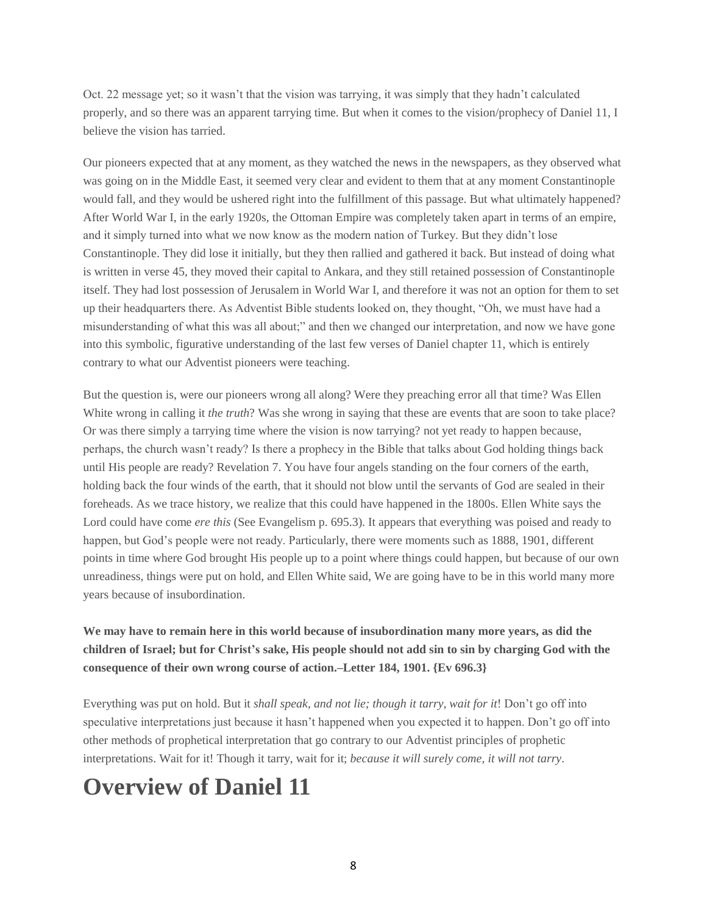Oct. 22 message yet; so it wasn't that the vision was tarrying, it was simply that they hadn't calculated properly, and so there was an apparent tarrying time. But when it comes to the vision/prophecy of Daniel 11, I believe the vision has tarried.

Our pioneers expected that at any moment, as they watched the news in the newspapers, as they observed what was going on in the Middle East, it seemed very clear and evident to them that at any moment Constantinople would fall, and they would be ushered right into the fulfillment of this passage. But what ultimately happened? After World War I, in the early 1920s, the Ottoman Empire was completely taken apart in terms of an empire, and it simply turned into what we now know as the modern nation of Turkey. But they didn't lose Constantinople. They did lose it initially, but they then rallied and gathered it back. But instead of doing what is written in verse 45, they moved their capital to Ankara, and they still retained possession of Constantinople itself. They had lost possession of Jerusalem in World War I, and therefore it was not an option for them to set up their headquarters there. As Adventist Bible students looked on, they thought, "Oh, we must have had a misunderstanding of what this was all about;" and then we changed our interpretation, and now we have gone into this symbolic, figurative understanding of the last few verses of Daniel chapter 11, which is entirely contrary to what our Adventist pioneers were teaching.

But the question is, were our pioneers wrong all along? Were they preaching error all that time? Was Ellen White wrong in calling it *the truth*? Was she wrong in saying that these are events that are soon to take place? Or was there simply a tarrying time where the vision is now tarrying? not yet ready to happen because, perhaps, the church wasn't ready? Is there a prophecy in the Bible that talks about God holding things back until His people are ready? Revelation 7. You have four angels standing on the four corners of the earth, holding back the four winds of the earth, that it should not blow until the servants of God are sealed in their foreheads. As we trace history, we realize that this could have happened in the 1800s. Ellen White says the Lord could have come *ere this* (See Evangelism p. 695.3). It appears that everything was poised and ready to happen, but God's people were not ready. Particularly, there were moments such as 1888, 1901, different points in time where God brought His people up to a point where things could happen, but because of our own unreadiness, things were put on hold, and Ellen White said, We are going have to be in this world many more years because of insubordination.

**We may have to remain here in this world because of insubordination many more years, as did the children of Israel; but for Christ's sake, His people should not add sin to sin by charging God with the consequence of their own wrong course of action.–Letter 184, 1901. {Ev 696.3}**

Everything was put on hold. But it *shall speak, and not lie; though it tarry, wait for it*! Don't go off into speculative interpretations just because it hasn't happened when you expected it to happen. Don't go off into other methods of prophetical interpretation that go contrary to our Adventist principles of prophetic interpretations. Wait for it! Though it tarry, wait for it; *because it will surely come, it will not tarry*.

# Overview of Daniel 11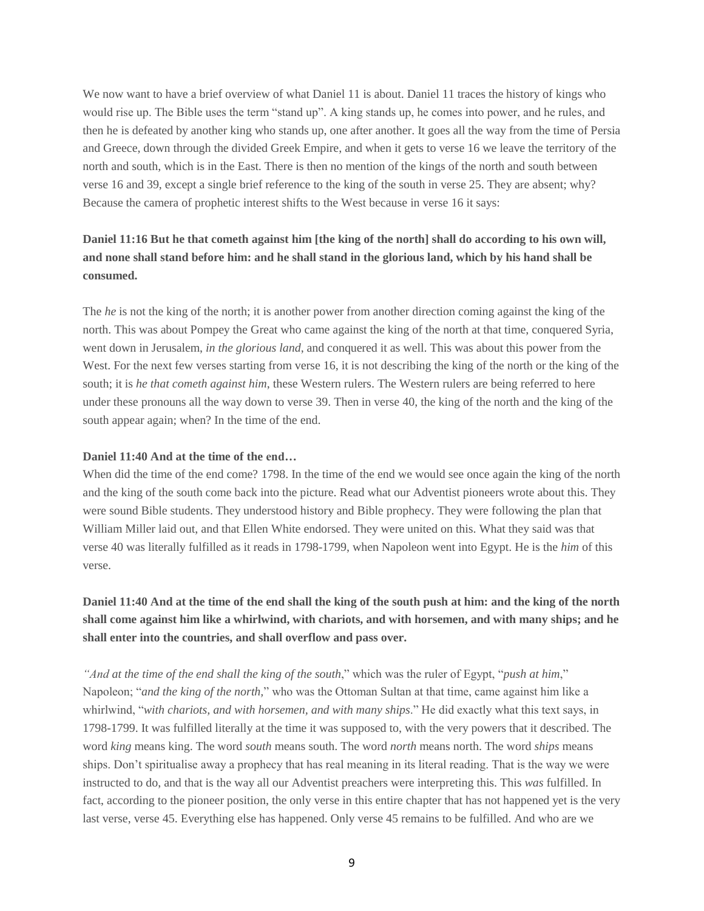We now want to have a brief overview of what Daniel 11 is about. Daniel 11 traces the history of kings who would rise up. The Bible uses the term "stand up". A king stands up, he comes into power, and he rules, and then he is defeated by another king who stands up, one after another. It goes all the way from the time of Persia and Greece, down through the divided Greek Empire, and when it gets to verse 16 we leave the territory of the north and south, which is in the East. There is then no mention of the kings of the north and south between verse 16 and 39, except a single brief reference to the king of the south in verse 25. They are absent; why? Because the camera of prophetic interest shifts to the West because in verse 16 it says:

**Daniel 11:16 But he that cometh against him [the king of the north] shall do according to his own will, and none shall stand before him: and he shall stand in the glorious land, which by his hand shall be consumed.**

The *he* is not the king of the north; it is another power from another direction coming against the king of the north. This was about Pompey the Great who came against the king of the north at that time, conquered Syria, went down in Jerusalem, *in the glorious land*, and conquered it as well. This was about this power from the West. For the next few verses starting from verse 16, it is not describing the king of the north or the king of the south; it is *he that cometh against him*, these Western rulers. The Western rulers are being referred to here under these pronouns all the way down to verse 39. Then in verse 40, the king of the north and the king of the south appear again; when? In the time of the end.

**Daniel 11:40 And at the time of the end…**

When did the time of the end come? 1798. In the time of the end we would see once again the king of the north and the king of the south come back into the picture. Read what our Adventist pioneers wrote about this. They were sound Bible students. They understood history and Bible prophecy. They were following the plan that William Miller laid out, and that Ellen White endorsed. They were united on this. What they said was that verse 40 was literally fulfilled as it reads in 1798-1799, when Napoleon went into Egypt. He is the *him* of this verse.

**Daniel 11:40 And at the time of the end shall the king of the south push at him: and the king of the north shall come against him like a whirlwind, with chariots, and with horsemen, and with many ships; and he shall enter into the countries, and shall overflow and pass over.**

*"And at the time of the end shall the king of the south*," which was the ruler of Egypt, "*push at him*," Napoleon; "*and the king of the north,*" who was the Ottoman Sultan at that time, came against him like a whirlwind, "*with chariots, and with horsemen, and with many ships*." He did exactly what this text says, in 1798-1799. It was fulfilled literally at the time it was supposed to, with the very powers that it described. The word *king* means king. The word *south* means south. The word *north* means north. The word *ships* means ships. Don't spiritualise away a prophecy that has real meaning in its literal reading. That is the way we were instructed to do, and that is the way all our Adventist preachers were interpreting this. This *was* fulfilled. In fact, according to the pioneer position, the only verse in this entire chapter that has not happened yet is the very last verse, verse 45. Everything else has happened. Only verse 45 remains to be fulfilled. And who are we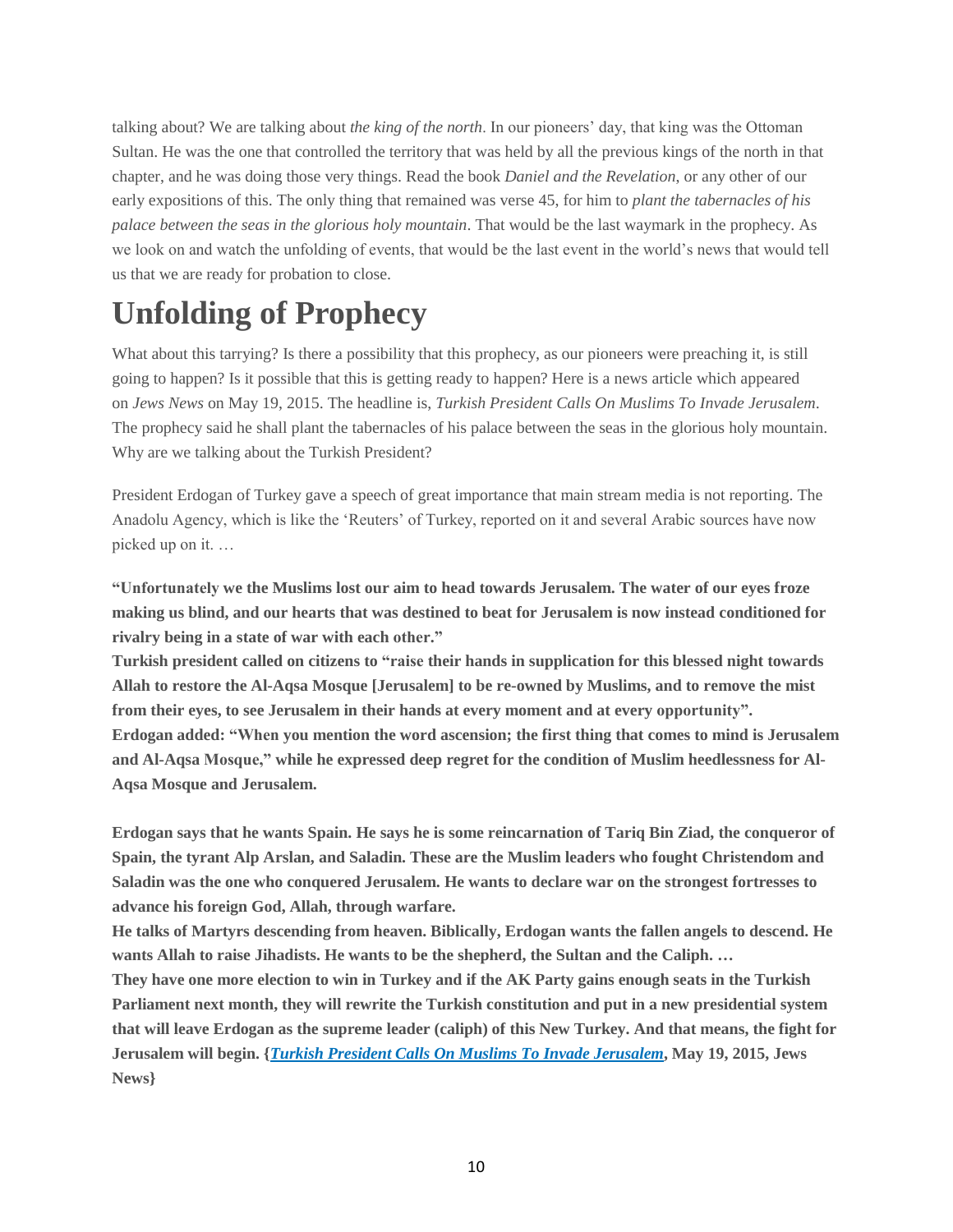talking about? We are talking about *the king of the north*. In our pioneers' day, that king was the Ottoman Sultan. He was the one that controlled the territory that was held by all the previous kings of the north in that chapter, and he was doing those very things. Read the book *Daniel and the Revelation*, or any other of our early expositions of this. The only thing that remained was verse 45, for him to *plant the tabernacles of his palace between the seas in the glorious holy mountain*. That would be the last waymark in the prophecy. As we look on and watch the unfolding of events, that would be the last event in the world's news that would tell us that we are ready for probation to close.

# Unfolding of Prophecy

What about this tarrying? Is there a possibility that this prophecy, as our pioneers were preaching it, is still going to happen? Is it possible that this is getting ready to happen? Here is a news article which appeared on *Jews News* on May 19, 2015. The headline is, *Turkish President Calls On Muslims To Invade Jerusalem*. The prophecy said he shall plant the tabernacles of his palace between the seas in the glorious holy mountain. Why are we talking about the Turkish President?

President Erdogan of Turkey gave a speech of great importance that main stream media is not reporting. The Anadolu Agency, which is like the 'Reuters' of Turkey, reported on it and several Arabic sources have now picked up on it. …

**"Unfortunately we the Muslims lost our aim to head towards Jerusalem. The water of our eyes froze making us blind, and our hearts that was destined to beat for Jerusalem is now instead conditioned for rivalry being in a state of war with each other."**
**Turkish president called on citizens to "raise their hands in supplication for this blessed night towards Allah to restore the Al-Aqsa Mosque [Jerusalem] to be re-owned by Muslims, and to remove the mist from their eyes, to see Jerusalem in their hands at every moment and at every opportunity".**
**Erdogan added: "When you mention the word ascension; the first thing that comes to mind is Jerusalem and Al-Aqsa Mosque," while he expressed deep regret for the condition of Muslim heedlessness for Al-Aqsa Mosque and Jerusalem.**

**Erdogan says that he wants Spain. He says he is some reincarnation of Tariq Bin Ziad, the conqueror of Spain, the tyrant Alp Arslan, and Saladin. These are the Muslim leaders who fought Christendom and Saladin was the one who conquered Jerusalem. He wants to declare war on the strongest fortresses to advance his foreign God, Allah, through warfare.**
**He talks of Martyrs descending from heaven. Biblically, Erdogan wants the fallen angels to descend. He wants Allah to raise Jihadists. He wants to be the shepherd, the Sultan and the Caliph. …**
**They have one more election to win in Turkey and if the AK Party gains enough seats in the Turkish Parliament next month, they will rewrite the Turkish constitution and put in a new presidential system that will leave Erdogan as the supreme leader (caliph) of this New Turkey. And that means, the fight for Jerusalem will begin. {*Turkish President Calls On Muslims To Invade Jerusalem*, May 19, 2015, Jews News}**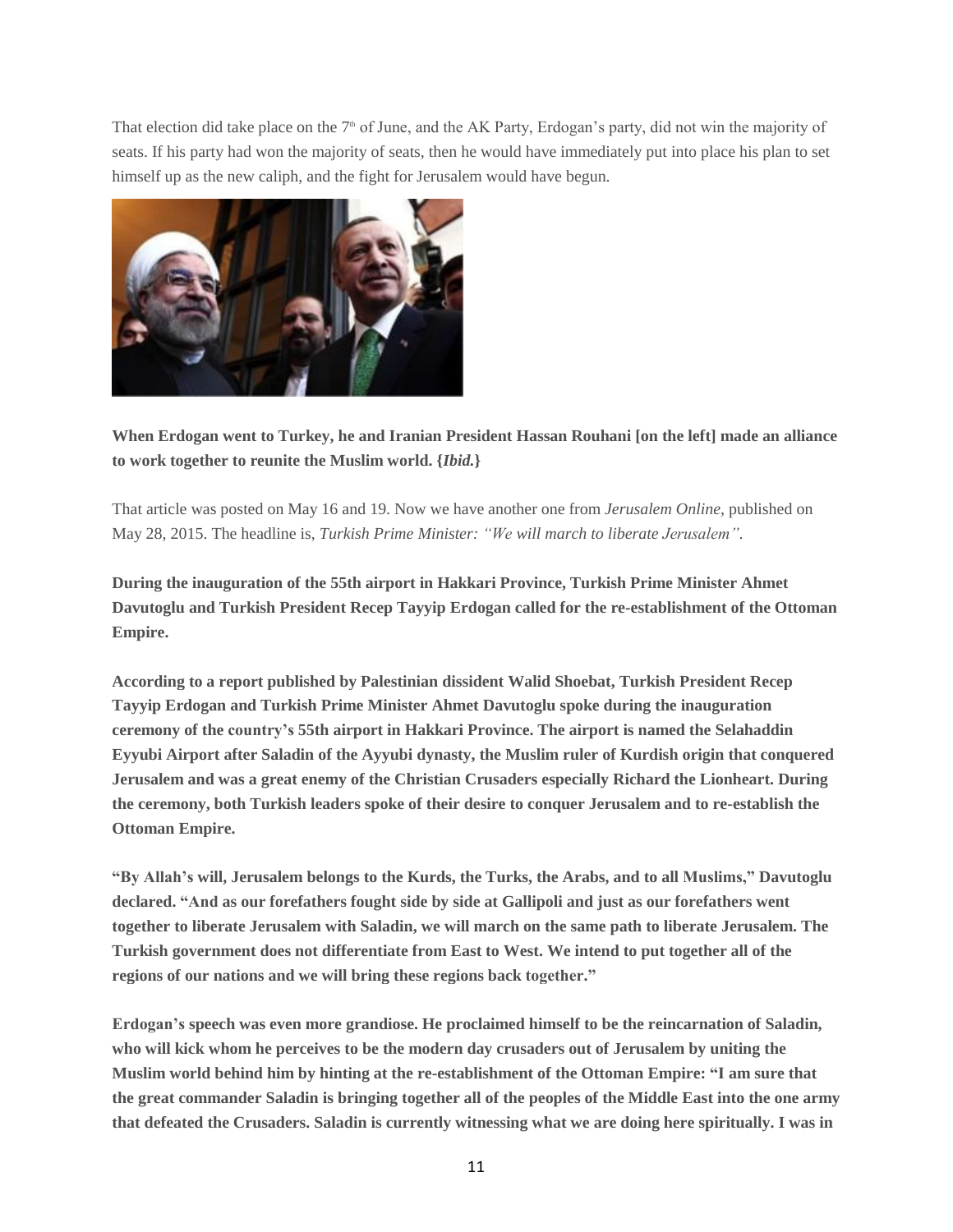That election did take place on the 7th of June, and the AK Party, Erdogan's party, did not win the majority of seats. If his party had won the majority of seats, then he would have immediately put into place his plan to set himself up as the new caliph, and the fight for Jerusalem would have begun.

**When Erdogan went to Turkey, he and Iranian President Hassan Rouhani [on the left] made an alliance to work together to reunite the Muslim world. {*Ibid.*}**

That article was posted on May 16 and 19. Now we have another one from *Jerusalem Online*, published on May 28, 2015. The headline is, *Turkish Prime Minister: "We will march to liberate Jerusalem"*.

**During the inauguration of the 55th airport in Hakkari Province, Turkish Prime Minister Ahmet Davutoglu and Turkish President Recep Tayyip Erdogan called for the re-establishment of the Ottoman Empire.**

**According to a report published by Palestinian dissident Walid Shoebat, Turkish President Recep Tayyip Erdogan and Turkish Prime Minister Ahmet Davutoglu spoke during the inauguration ceremony of the country's 55th airport in Hakkari Province. The airport is named the Selahaddin Eyyubi Airport after Saladin of the Ayyubi dynasty, the Muslim ruler of Kurdish origin that conquered Jerusalem and was a great enemy of the Christian Crusaders especially Richard the Lionheart. During the ceremony, both Turkish leaders spoke of their desire to conquer Jerusalem and to re-establish the Ottoman Empire.**

**"By Allah's will, Jerusalem belongs to the Kurds, the Turks, the Arabs, and to all Muslims," Davutoglu declared. "And as our forefathers fought side by side at Gallipoli and just as our forefathers went together to liberate Jerusalem with Saladin, we will march on the same path to liberate Jerusalem. The Turkish government does not differentiate from East to West. We intend to put together all of the regions of our nations and we will bring these regions back together."**

**Erdogan's speech was even more grandiose. He proclaimed himself to be the reincarnation of Saladin, who will kick whom he perceives to be the modern day crusaders out of Jerusalem by uniting the Muslim world behind him by hinting at the re-establishment of the Ottoman Empire: "I am sure that the great commander Saladin is bringing together all of the peoples of the Middle East into the one army that defeated the Crusaders. Saladin is currently witnessing what we are doing here spiritually. I was in**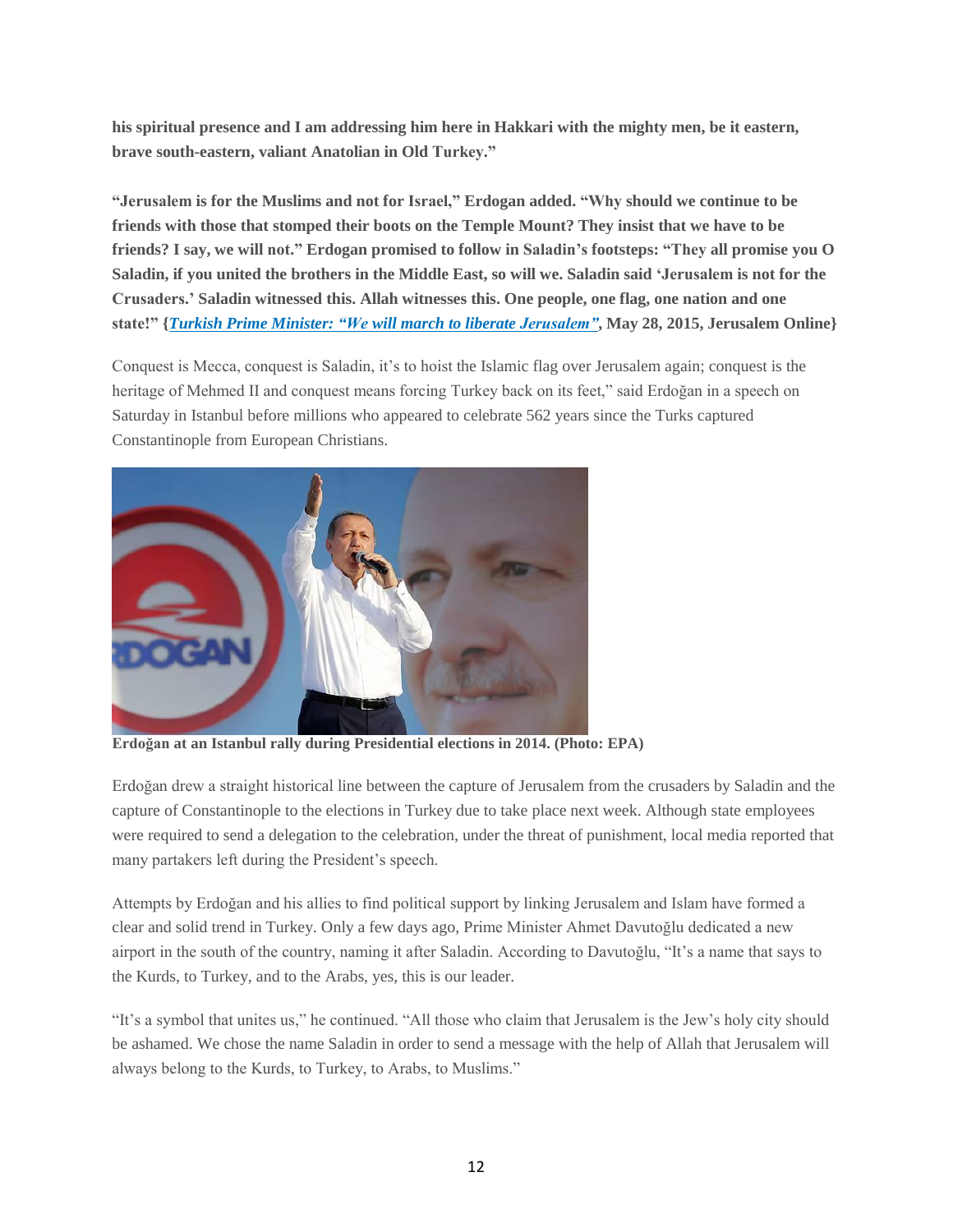**his spiritual presence and I am addressing him here in Hakkari with the mighty men, be it eastern, brave south-eastern, valiant Anatolian in Old Turkey."**

**"Jerusalem is for the Muslims and not for Israel," Erdogan added. "Why should we continue to be friends with those that stomped their boots on the Temple Mount? They insist that we have to be friends? I say, we will not." Erdogan promised to follow in Saladin's footsteps: "They all promise you O Saladin, if you united the brothers in the Middle East, so will we. Saladin said 'Jerusalem is not for the Crusaders.' Saladin witnessed this. Allah witnesses this. One people, one flag, one nation and one state!" {*Turkish Prime Minister: "We will march to liberate Jerusalem"*, May 28, 2015, Jerusalem Online}**

Conquest is Mecca, conquest is Saladin, it's to hoist the Islamic flag over Jerusalem again; conquest is the heritage of Mehmed II and conquest means forcing Turkey back on its feet," said Erdoğan in a speech on Saturday in Istanbul before millions who appeared to celebrate 562 years since the Turks captured Constantinople from European Christians.

**Erdoğan at an Istanbul rally during Presidential elections in 2014. (Photo: EPA)**

Erdoğan drew a straight historical line between the capture of Jerusalem from the crusaders by Saladin and the capture of Constantinople to the elections in Turkey due to take place next week. Although state employees were required to send a delegation to the celebration, under the threat of punishment, local media reported that many partakers left during the President's speech.

Attempts by Erdoğan and his allies to find political support by linking Jerusalem and Islam have formed a clear and solid trend in Turkey. Only a few days ago, Prime Minister Ahmet Davutoğlu dedicated a new airport in the south of the country, naming it after Saladin. According to Davutoğlu, "It's a name that says to the Kurds, to Turkey, and to the Arabs, yes, this is our leader.

"It's a symbol that unites us," he continued. "All those who claim that Jerusalem is the Jew's holy city should be ashamed. We chose the name Saladin in order to send a message with the help of Allah that Jerusalem will always belong to the Kurds, to Turkey, to Arabs, to Muslims."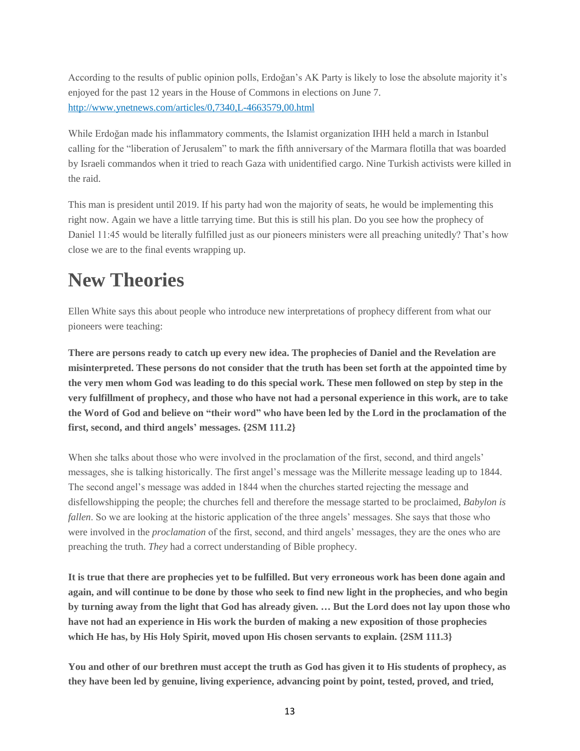According to the results of public opinion polls, Erdoğan's AK Party is likely to lose the absolute majority it's enjoyed for the past 12 years in the House of Commons in elections on June 7. [http://www.ynetnews.com/articles/0,7340,L-4663579,00.html](http://www.ynetnews.com/articles/0,7340,L-4663579,00.html)

While Erdoğan made his inflammatory comments, the Islamist organization IHH held a march in Istanbul calling for the "liberation of Jerusalem" to mark the fifth anniversary of the Marmara flotilla that was boarded by Israeli commandos when it tried to reach Gaza with unidentified cargo. Nine Turkish activists were killed in the raid.

This man is president until 2019. If his party had won the majority of seats, he would be implementing this right now. Again we have a little tarrying time. But this is still his plan. Do you see how the prophecy of Daniel 11:45 would be literally fulfilled just as our pioneers ministers were all preaching unitedly? That's how close we are to the final events wrapping up.

# New Theories

Ellen White says this about people who introduce new interpretations of prophecy different from what our pioneers were teaching:

**There are persons ready to catch up every new idea. The prophecies of Daniel and the Revelation are misinterpreted. These persons do not consider that the truth has been set forth at the appointed time by the very men whom God was leading to do this special work. These men followed on step by step in the very fulfillment of prophecy, and those who have not had a personal experience in this work, are to take the Word of God and believe on "their word" who have been led by the Lord in the proclamation of the first, second, and third angels' messages. {2SM 111.2}**

When she talks about those who were involved in the proclamation of the first, second, and third angels' messages, she is talking historically. The first angel's message was the Millerite message leading up to 1844. The second angel's message was added in 1844 when the churches started rejecting the message and disfellowshipping the people; the churches fell and therefore the message started to be proclaimed, *Babylon is fallen*. So we are looking at the historic application of the three angels' messages. She says that those who were involved in the *proclamation* of the first, second, and third angels' messages, they are the ones who are preaching the truth. *They* had a correct understanding of Bible prophecy.

**It is true that there are prophecies yet to be fulfilled. But very erroneous work has been done again and again, and will continue to be done by those who seek to find new light in the prophecies, and who begin by turning away from the light that God has already given. … But the Lord does not lay upon those who have not had an experience in His work the burden of making a new exposition of those prophecies which He has, by His Holy Spirit, moved upon His chosen servants to explain. {2SM 111.3}**

**You and other of our brethren must accept the truth as God has given it to His students of prophecy, as they have been led by genuine, living experience, advancing point by point, tested, proved, and tried,**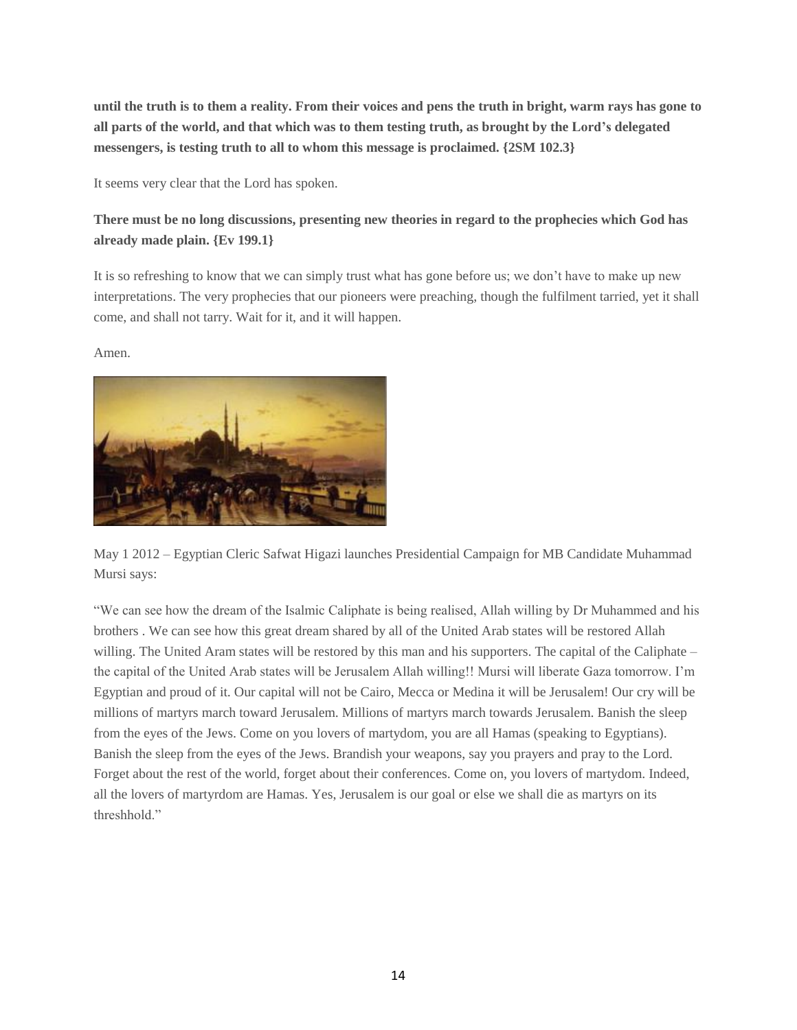**until the truth is to them a reality. From their voices and pens the truth in bright, warm rays has gone to all parts of the world, and that which was to them testing truth, as brought by the Lord's delegated messengers, is testing truth to all to whom this message is proclaimed. {2SM 102.3}**

It seems very clear that the Lord has spoken.

**There must be no long discussions, presenting new theories in regard to the prophecies which God has already made plain. {Ev 199.1}**

It is so refreshing to know that we can simply trust what has gone before us; we don't have to make up new interpretations. The very prophecies that our pioneers were preaching, though the fulfilment tarried, yet it shall come, and shall not tarry. Wait for it, and it will happen.

Amen.

May 1 2012 – Egyptian Cleric Safwat Higazi launches Presidential Campaign for MB Candidate Muhammad Mursi says:

"We can see how the dream of the Isalmic Caliphate is being realised, Allah willing by Dr Muhammed and his brothers . We can see how this great dream shared by all of the United Arab states will be restored Allah willing. The United Aram states will be restored by this man and his supporters. The capital of the Caliphate – the capital of the United Arab states will be Jerusalem Allah willing!! Mursi will liberate Gaza tomorrow. I'm Egyptian and proud of it. Our capital will not be Cairo, Mecca or Medina it will be Jerusalem! Our cry will be millions of martyrs march toward Jerusalem. Millions of martyrs march towards Jerusalem. Banish the sleep from the eyes of the Jews. Come on you lovers of martydom, you are all Hamas (speaking to Egyptians). Banish the sleep from the eyes of the Jews. Brandish your weapons, say you prayers and pray to the Lord. Forget about the rest of the world, forget about their conferences. Come on, you lovers of martydom. Indeed, all the lovers of martyrdom are Hamas. Yes, Jerusalem is our goal or else we shall die as martyrs on its threshhold."